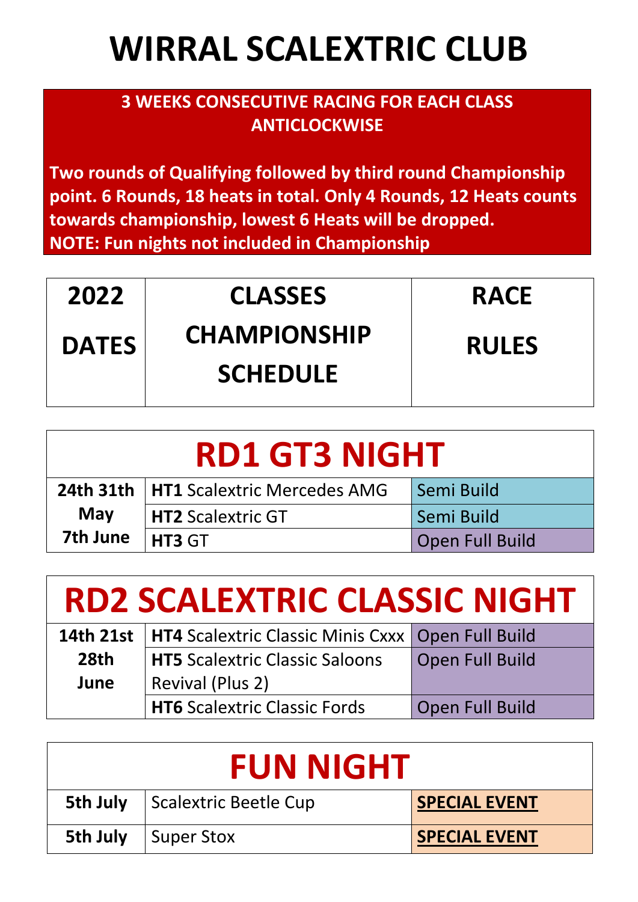# WIRRAL SCALEXTRIC CLUB

**3 WEEKS CONSECUTIVE RACING FOR EACH CLASS ANTICLOCKWISE**

**Two rounds of Qualifying followed by third round Championship point. 6 Rounds, 18 heats in total. Only 4 Rounds, 12 Heats counts towards championship, lowest 6 Heats will be dropped.**
**NOTE: Fun nights not included in Championship**

| 2022 DATES | CLASSES CHAMPIONSHIP SCHEDULE | RACE RULES |
|---|---|---|

## RD1 GT3 NIGHT

| | | |
|---|---|---|
| **24th 31th May 7th June** | **HT1** Scalextric Mercedes AMG | Semi Build |
| | **HT2** Scalextric GT | Semi Build |
| | **HT3** GT | Open Full Build |

## RD2 SCALEXTRIC CLASSIC NIGHT

| | | |
|---|---|---|
| **14th 21st 28th June** | **HT4** Scalextric Classic Minis Cxxx | Open Full Build |
| | **HT5** Scalextric Classic Saloons Revival (Plus 2) | Open Full Build |
| | **HT6** Scalextric Classic Fords | Open Full Build |

## FUN NIGHT

| | | |
|---|---|---|
| **5th July** | Scalextric Beetle Cup | **SPECIAL EVENT** |
| **5th July** | Super Stox | **SPECIAL EVENT** |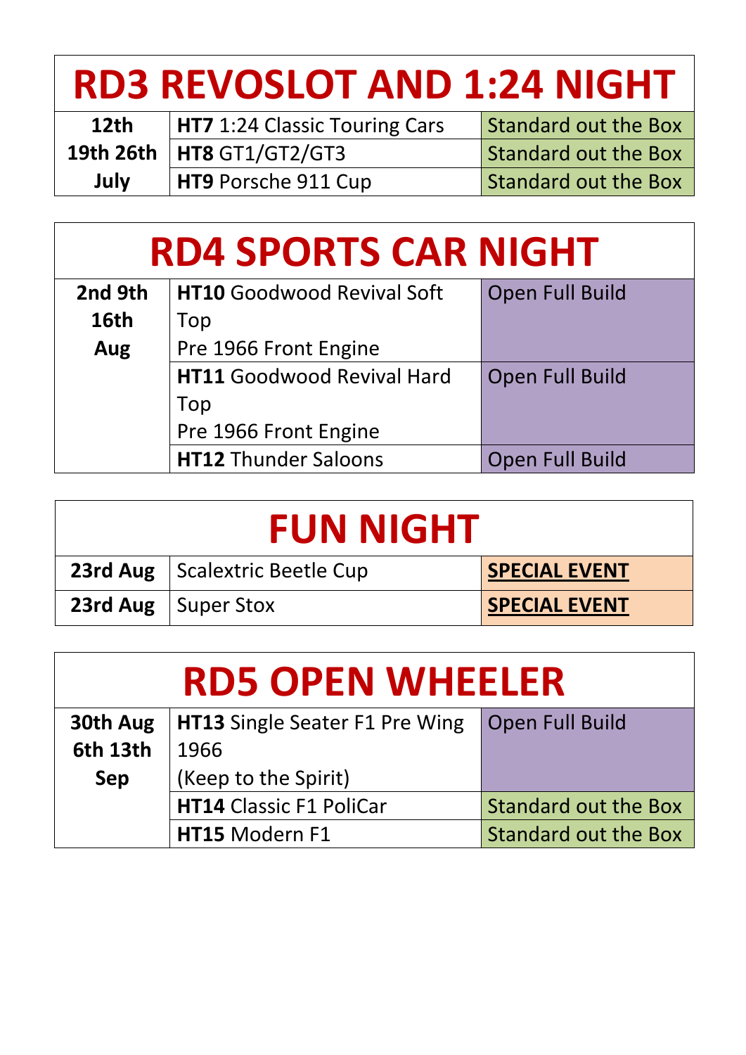| RD3 REVOSLOT AND 1:24 NIGHT | | |
|---|---|---|
| 12th 19th 26th July | **HT7** 1:24 Classic Touring Cars | Standard out the Box |
| | **HT8** GT1/GT2/GT3 | Standard out the Box |
| | **HT9** Porsche 911 Cup | Standard out the Box |

| RD4 SPORTS CAR NIGHT | | |
|---|---|---|
| 2nd 9th 16th Aug | **HT10** Goodwood Revival Soft Top Pre 1966 Front Engine | Open Full Build |
| | **HT11** Goodwood Revival Hard Top Pre 1966 Front Engine | Open Full Build |
| | **HT12** Thunder Saloons | Open Full Build |

| FUN NIGHT | | |
|---|---|---|
| 23rd Aug | Scalextric Beetle Cup | **SPECIAL EVENT** |
| 23rd Aug | Super Stox | **SPECIAL EVENT** |

| RD5 OPEN WHEELER | | |
|---|---|---|
| 30th Aug 6th 13th Sep | **HT13** Single Seater F1 Pre Wing 1966 (Keep to the Spirit) | Open Full Build |
| | **HT14** Classic F1 PoliCar | Standard out the Box |
| | **HT15** Modern F1 | Standard out the Box |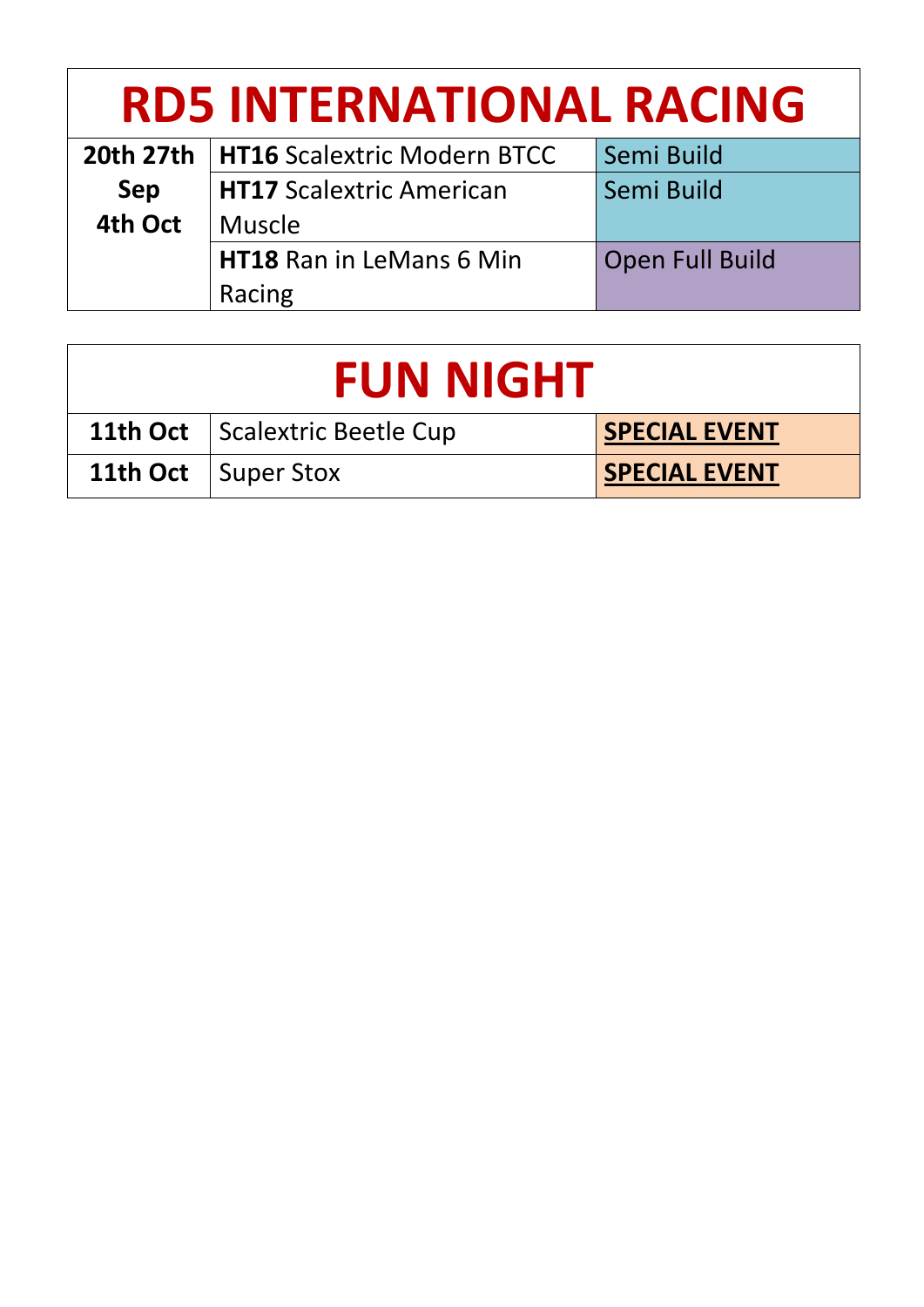| RD5 INTERNATIONAL RACING | | |
|---|---|---|
| **20th 27th Sep 4th Oct** | **HT16** Scalextric Modern BTCC | Semi Build |
| | **HT17** Scalextric American Muscle | Semi Build |
| | **HT18** Ran in LeMans 6 Min Racing | Open Full Build |

| FUN NIGHT | | |
|---|---|---|
| **11th Oct** | Scalextric Beetle Cup | **SPECIAL EVENT** |
| **11th Oct** | Super Stox | **SPECIAL EVENT** |